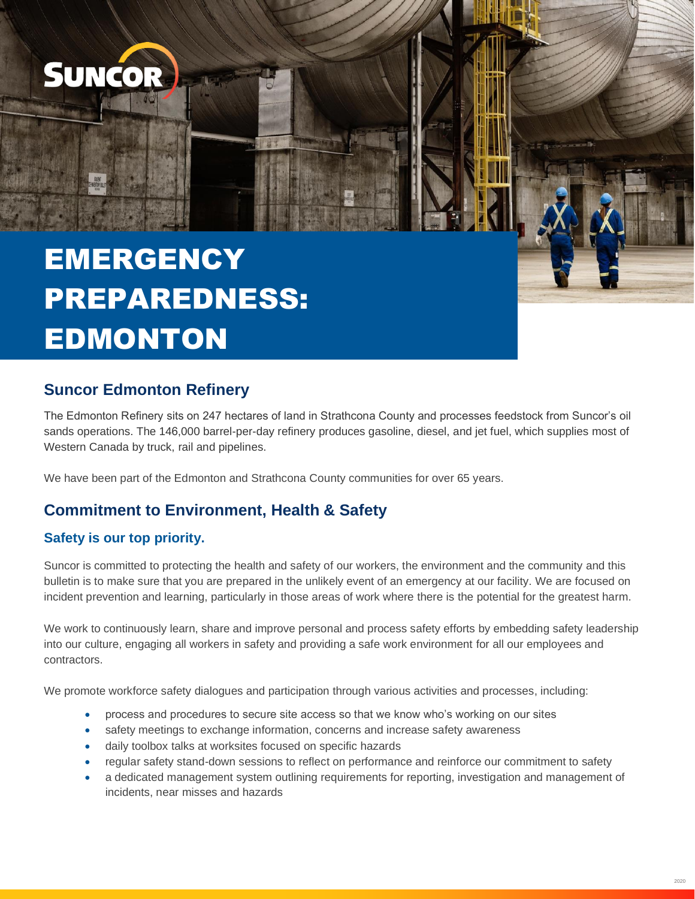# EMERGENCY PREPAREDNESS: EDMONTON

## Suncor Edmonton Refinery

The Edmonton Refinery sits on 247 hectares of land in Strathcona County and processes feedstock from Suncor's oil sands operations. The 146,000 barrel-per-day refinery produces gasoline, diesel, and jet fuel, which supplies most of Western Canada by truck, rail and pipelines.

We have been part of the Edmonton and Strathcona County communities for over 65 years.

## Commitment to Environment, Health & Safety

### Safety is our top priority.

Suncor is committed to protecting the health and safety of our workers, the environment and the community and this bulletin is to make sure that you are prepared in the unlikely event of an emergency at our facility. We are focused on incident prevention and learning, particularly in those areas of work where there is the potential for the greatest harm.

We work to continuously learn, share and improve personal and process safety efforts by embedding safety leadership into our culture, engaging all workers in safety and providing a safe work environment for all our employees and contractors.

We promote workforce safety dialogues and participation through various activities and processes, including:

- process and procedures to secure site access so that we know who's working on our sites
- safety meetings to exchange information, concerns and increase safety awareness
- daily toolbox talks at worksites focused on specific hazards
- regular safety stand-down sessions to reflect on performance and reinforce our commitment to safety
- a dedicated management system outlining requirements for reporting, investigation and management of incidents, near misses and hazards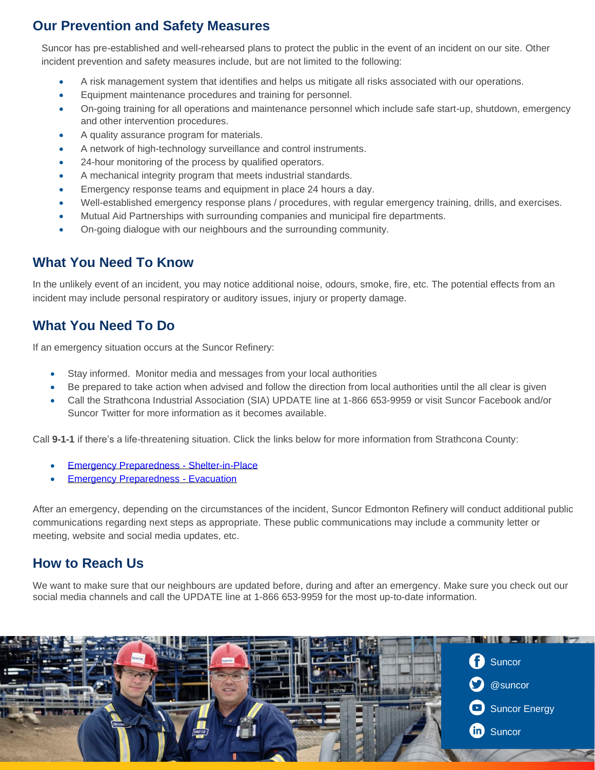## Our Prevention and Safety Measures

Suncor has pre-established and well-rehearsed plans to protect the public in the event of an incident on our site. Other incident prevention and safety measures include, but are not limited to the following:

- A risk management system that identifies and helps us mitigate all risks associated with our operations.
- Equipment maintenance procedures and training for personnel.
- On-going training for all operations and maintenance personnel which include safe start-up, shutdown, emergency and other intervention procedures.
- A quality assurance program for materials.
- A network of high-technology surveillance and control instruments.
- 24-hour monitoring of the process by qualified operators.
- A mechanical integrity program that meets industrial standards.
- Emergency response teams and equipment in place 24 hours a day.
- Well-established emergency response plans / procedures, with regular emergency training, drills, and exercises.
- Mutual Aid Partnerships with surrounding companies and municipal fire departments.
- On-going dialogue with our neighbours and the surrounding community.

## What You Need To Know

In the unlikely event of an incident, you may notice additional noise, odours, smoke, fire, etc. The potential effects from an incident may include personal respiratory or auditory issues, injury or property damage.

## What You Need To Do

If an emergency situation occurs at the Suncor Refinery:

- Stay informed. Monitor media and messages from your local authorities
- Be prepared to take action when advised and follow the direction from local authorities until the all clear is given
- Call the Strathcona Industrial Association (SIA) UPDATE line at 1-866 653-9959 or visit Suncor Facebook and/or Suncor Twitter for more information as it becomes available.

Call **9-1-1** if there's a life-threatening situation. Click the links below for more information from Strathcona County:

- Emergency Preparedness - Shelter-in-Place
- Emergency Preparedness - Evacuation

After an emergency, depending on the circumstances of the incident, Suncor Edmonton Refinery will conduct additional public communications regarding next steps as appropriate. These public communications may include a community letter or meeting, website and social media updates, etc.

## How to Reach Us

We want to make sure that our neighbours are updated before, during and after an emergency. Make sure you check out our social media channels and call the UPDATE line at 1-866 653-9959 for the most up-to-date information.

Suncor

@suncor

Suncor Energy

Suncor